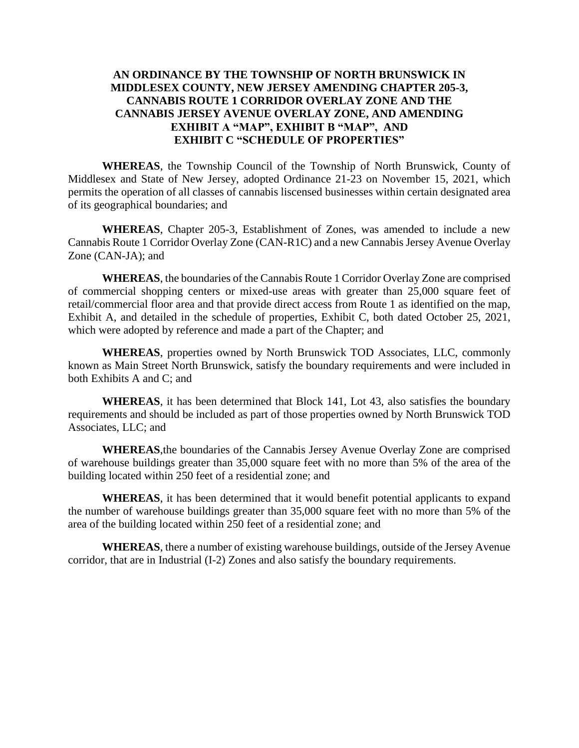# AN ORDINANCE BY THE TOWNSHIP OF NORTH BRUNSWICK IN MIDDLESEX COUNTY, NEW JERSEY AMENDING CHAPTER 205-3, CANNABIS ROUTE 1 CORRIDOR OVERLAY ZONE AND THE CANNABIS JERSEY AVENUE OVERLAY ZONE, AND AMENDING EXHIBIT A "MAP", EXHIBIT B "MAP", AND EXHIBIT C "SCHEDULE OF PROPERTIES"

**WHEREAS**, the Township Council of the Township of North Brunswick, County of Middlesex and State of New Jersey, adopted Ordinance 21-23 on November 15, 2021, which permits the operation of all classes of cannabis liscensed businesses within certain designated area of its geographical boundaries; and

**WHEREAS**, Chapter 205-3, Establishment of Zones, was amended to include a new Cannabis Route 1 Corridor Overlay Zone (CAN-R1C) and a new Cannabis Jersey Avenue Overlay Zone (CAN-JA); and

**WHEREAS**, the boundaries of the Cannabis Route 1 Corridor Overlay Zone are comprised of commercial shopping centers or mixed-use areas with greater than 25,000 square feet of retail/commercial floor area and that provide direct access from Route 1 as identified on the map, Exhibit A, and detailed in the schedule of properties, Exhibit C, both dated October 25, 2021, which were adopted by reference and made a part of the Chapter; and

**WHEREAS**, properties owned by North Brunswick TOD Associates, LLC, commonly known as Main Street North Brunswick, satisfy the boundary requirements and were included in both Exhibits A and C; and

**WHEREAS**, it has been determined that Block 141, Lot 43, also satisfies the boundary requirements and should be included as part of those properties owned by North Brunswick TOD Associates, LLC; and

**WHEREAS**,the boundaries of the Cannabis Jersey Avenue Overlay Zone are comprised of warehouse buildings greater than 35,000 square feet with no more than 5% of the area of the building located within 250 feet of a residential zone; and

**WHEREAS**, it has been determined that it would benefit potential applicants to expand the number of warehouse buildings greater than 35,000 square feet with no more than 5% of the area of the building located within 250 feet of a residential zone; and

**WHEREAS**, there a number of existing warehouse buildings, outside of the Jersey Avenue corridor, that are in Industrial (I-2) Zones and also satisfy the boundary requirements.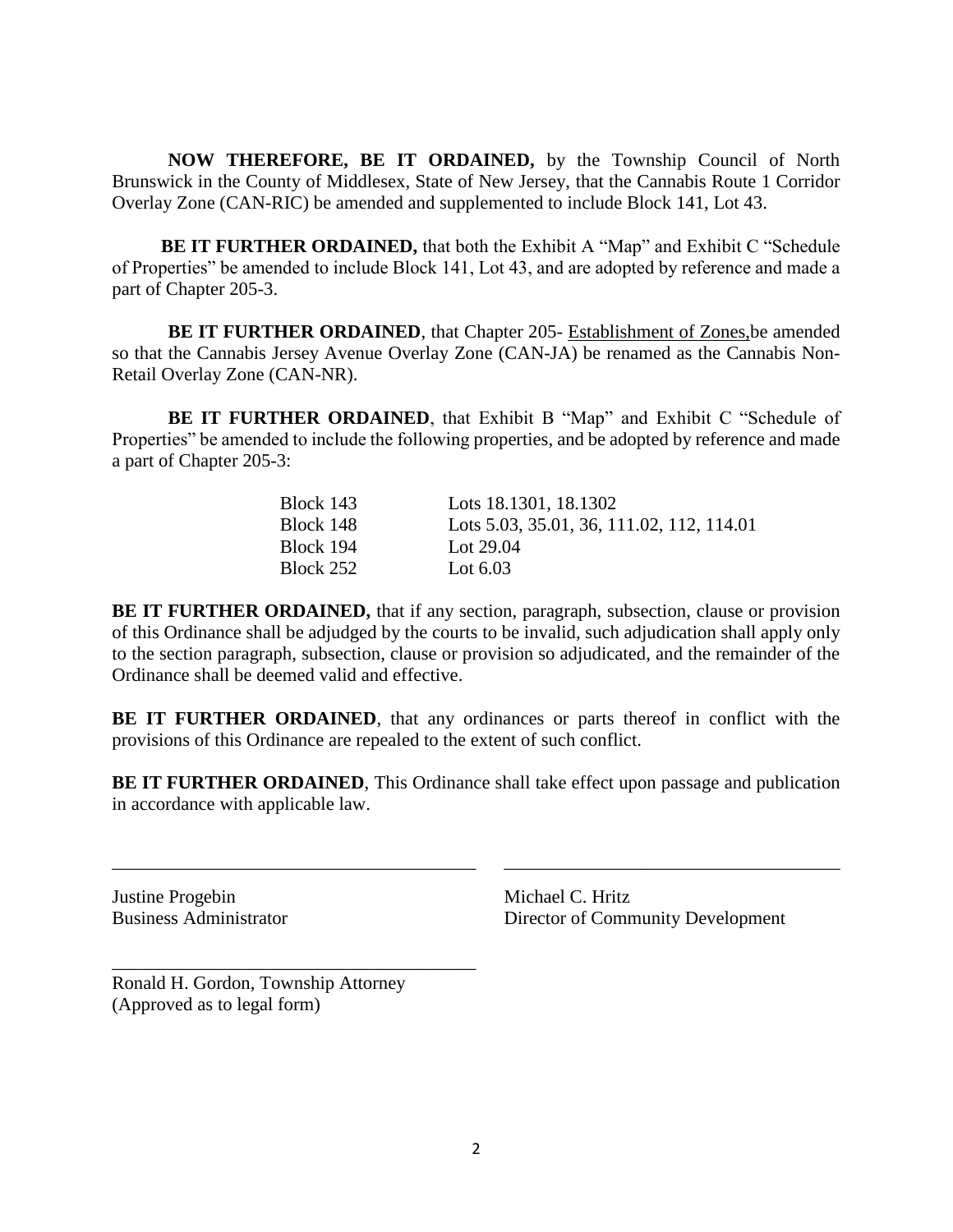**NOW THEREFORE, BE IT ORDAINED,** by the Township Council of North Brunswick in the County of Middlesex, State of New Jersey, that the Cannabis Route 1 Corridor Overlay Zone (CAN-RIC) be amended and supplemented to include Block 141, Lot 43.

**BE IT FURTHER ORDAINED,** that both the Exhibit A "Map" and Exhibit C "Schedule of Properties" be amended to include Block 141, Lot 43, and are adopted by reference and made a part of Chapter 205-3.

**BE IT FURTHER ORDAINED**, that Chapter 205- Establishment of Zones,be amended so that the Cannabis Jersey Avenue Overlay Zone (CAN-JA) be renamed as the Cannabis Non-Retail Overlay Zone (CAN-NR).

**BE IT FURTHER ORDAINED**, that Exhibit B "Map" and Exhibit C "Schedule of Properties" be amended to include the following properties, and be adopted by reference and made a part of Chapter 205-3:

| | |
|---|---|
| Block 143 | Lots 18.1301, 18.1302 |
| Block 148 | Lots 5.03, 35.01, 36, 111.02, 112, 114.01 |
| Block 194 | Lot 29.04 |
| Block 252 | Lot 6.03 |

**BE IT FURTHER ORDAINED,** that if any section, paragraph, subsection, clause or provision of this Ordinance shall be adjudged by the courts to be invalid, such adjudication shall apply only to the section paragraph, subsection, clause or provision so adjudicated, and the remainder of the Ordinance shall be deemed valid and effective.

**BE IT FURTHER ORDAINED**, that any ordinances or parts thereof in conflict with the provisions of this Ordinance are repealed to the extent of such conflict.

**BE IT FURTHER ORDAINED**, This Ordinance shall take effect upon passage and publication in accordance with applicable law.

\_\_\_\_\_\_\_\_\_\_\_\_\_\_\_\_\_\_\_\_\_\_\_\_\_\_\_\_\_\_\_\_\_\_\_\_\_\_
Justine Progebin
Business Administrator

\_\_\_\_\_\_\_\_\_\_\_\_\_\_\_\_\_\_\_\_\_\_\_\_\_\_\_\_\_\_\_\_\_\_\_\_\_\_
Michael C. Hritz
Director of Community Development

\_\_\_\_\_\_\_\_\_\_\_\_\_\_\_\_\_\_\_\_\_\_\_\_\_\_\_\_\_\_\_\_\_\_\_\_\_\_
Ronald H. Gordon, Township Attorney
(Approved as to legal form)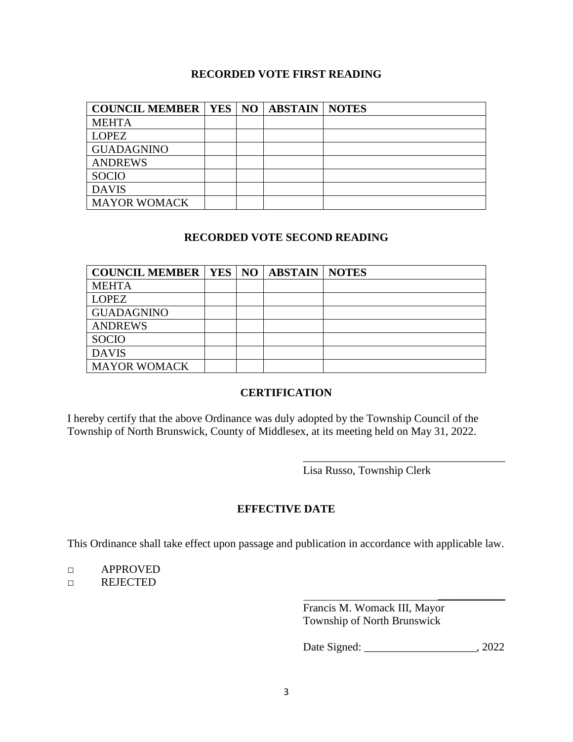## RECORDED VOTE FIRST READING

| COUNCIL MEMBER | YES | NO | ABSTAIN | NOTES |
|---|---|---|---|---|
| MEHTA | | | | |
| LOPEZ | | | | |
| GUADAGNINO | | | | |
| ANDREWS | | | | |
| SOCIO | | | | |
| DAVIS | | | | |
| MAYOR WOMACK | | | | |

## RECORDED VOTE SECOND READING

| COUNCIL MEMBER | YES | NO | ABSTAIN | NOTES |
|---|---|---|---|---|
| MEHTA | | | | |
| LOPEZ | | | | |
| GUADAGNINO | | | | |
| ANDREWS | | | | |
| SOCIO | | | | |
| DAVIS | | | | |
| MAYOR WOMACK | | | | |

## CERTIFICATION

I hereby certify that the above Ordinance was duly adopted by the Township Council of the Township of North Brunswick, County of Middlesex, at its meeting held on May 31, 2022.

\_\_\_\_\_\_\_\_\_\_\_\_\_\_\_\_\_\_\_\_\_\_\_\_\_\_\_\_\_\_\_\_\_\_\_\_
Lisa Russo, Township Clerk

## EFFECTIVE DATE

This Ordinance shall take effect upon passage and publication in accordance with applicable law.

□ APPROVED
□ REJECTED

\_\_\_\_\_\_\_\_\_\_\_\_\_\_\_\_\_\_\_\_\_\_\_\_\_\_\_\_\_\_\_\_\_\_\_\_
Francis M. Womack III, Mayor
Township of North Brunswick

Date Signed: \_\_\_\_\_\_\_\_\_\_\_\_\_\_\_\_\_\_\_\_, 2022